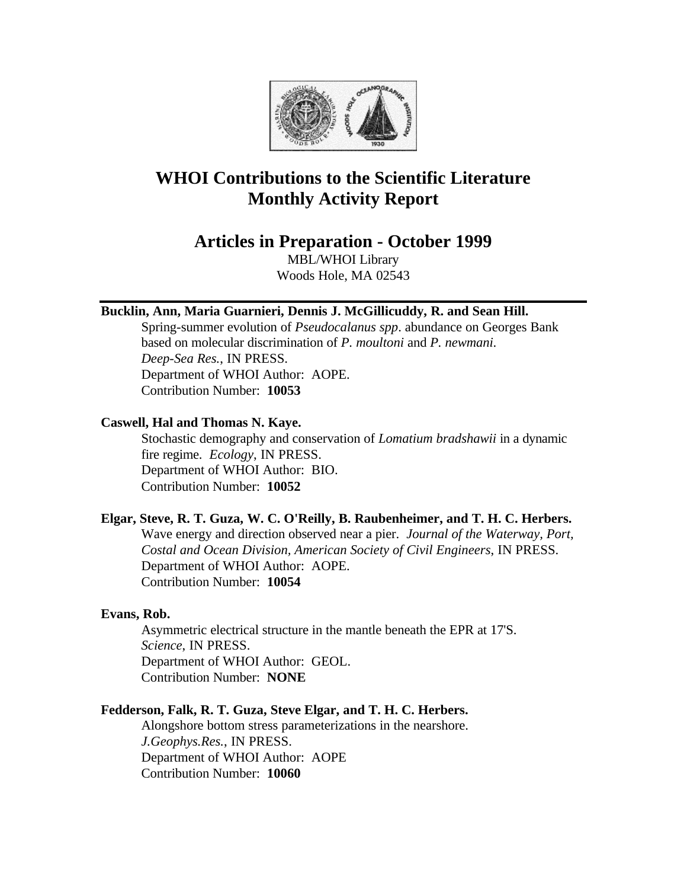# WHOI Contributions to the Scientific Literature Monthly Activity Report

## Articles in Preparation - October 1999

MBL/WHOI Library
Woods Hole, MA 02543

---

**Bucklin, Ann, Maria Guarnieri, Dennis J. McGillicuddy, R. and Sean Hill.**
Spring-summer evolution of *Pseudocalanus spp*. abundance on Georges Bank based on molecular discrimination of *P. moultoni* and *P. newmani*. *Deep-Sea Res.*, IN PRESS.
Department of WHOI Author: AOPE.
Contribution Number: **10053**

**Caswell, Hal and Thomas N. Kaye.**
Stochastic demography and conservation of *Lomatium bradshawii* in a dynamic fire regime. *Ecology*, IN PRESS.
Department of WHOI Author: BIO.
Contribution Number: **10052**

**Elgar, Steve, R. T. Guza, W. C. O'Reilly, B. Raubenheimer, and T. H. C. Herbers.**
Wave energy and direction observed near a pier. *Journal of the Waterway, Port, Costal and Ocean Division, American Society of Civil Engineers*, IN PRESS.
Department of WHOI Author: AOPE.
Contribution Number: **10054**

**Evans, Rob.**
Asymmetric electrical structure in the mantle beneath the EPR at 17'S. *Science*, IN PRESS.
Department of WHOI Author: GEOL.
Contribution Number: **NONE**

**Fedderson, Falk, R. T. Guza, Steve Elgar, and T. H. C. Herbers.**
Alongshore bottom stress parameterizations in the nearshore. *J.Geophys.Res.*, IN PRESS.
Department of WHOI Author: AOPE
Contribution Number: **10060**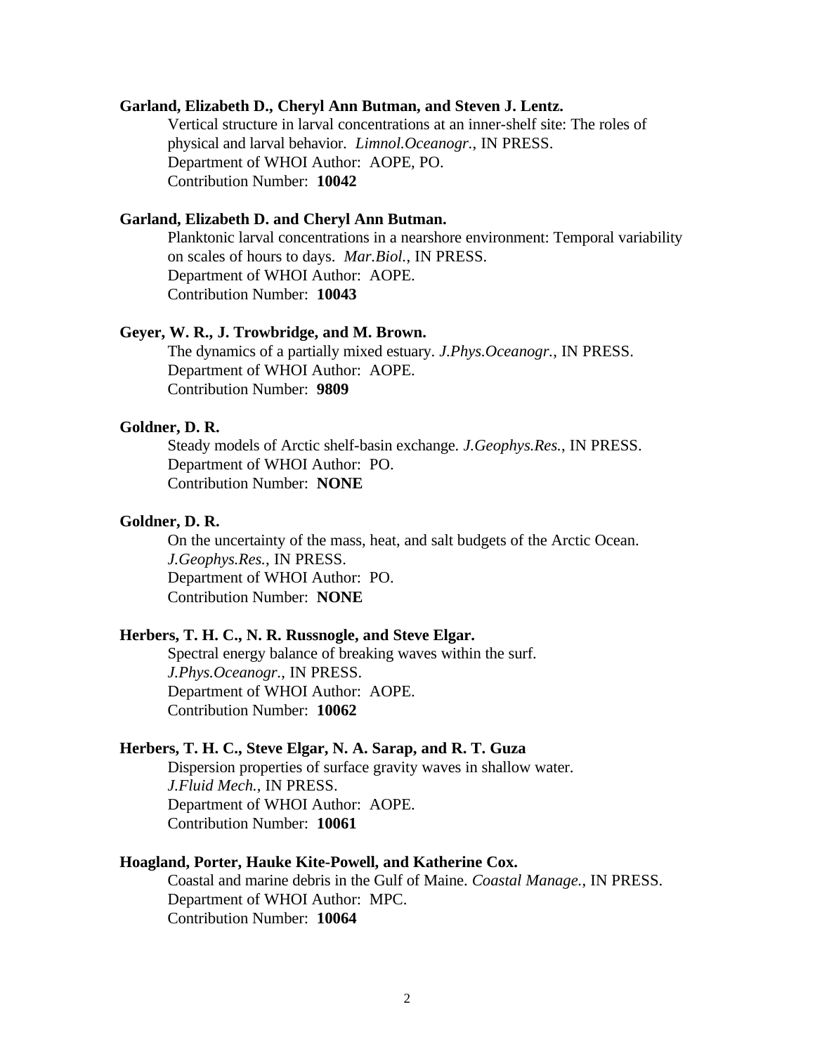**Garland, Elizabeth D., Cheryl Ann Butman, and Steven J. Lentz.**

Vertical structure in larval concentrations at an inner-shelf site: The roles of physical and larval behavior. *Limnol.Oceanogr.*, IN PRESS.
Department of WHOI Author: AOPE, PO.
Contribution Number: **10042**

**Garland, Elizabeth D. and Cheryl Ann Butman.**

Planktonic larval concentrations in a nearshore environment: Temporal variability on scales of hours to days. *Mar.Biol.*, IN PRESS.
Department of WHOI Author: AOPE.
Contribution Number: **10043**

**Geyer, W. R., J. Trowbridge, and M. Brown.**

The dynamics of a partially mixed estuary. *J.Phys.Oceanogr.*, IN PRESS.
Department of WHOI Author: AOPE.
Contribution Number: **9809**

**Goldner, D. R.**

Steady models of Arctic shelf-basin exchange. *J.Geophys.Res.*, IN PRESS.
Department of WHOI Author: PO.
Contribution Number: **NONE**

**Goldner, D. R.**

On the uncertainty of the mass, heat, and salt budgets of the Arctic Ocean. *J.Geophys.Res.*, IN PRESS.
Department of WHOI Author: PO.
Contribution Number: **NONE**

**Herbers, T. H. C., N. R. Russnogle, and Steve Elgar.**

Spectral energy balance of breaking waves within the surf. *J.Phys.Oceanogr.*, IN PRESS.
Department of WHOI Author: AOPE.
Contribution Number: **10062**

**Herbers, T. H. C., Steve Elgar, N. A. Sarap, and R. T. Guza**

Dispersion properties of surface gravity waves in shallow water. *J.Fluid Mech.*, IN PRESS.
Department of WHOI Author: AOPE.
Contribution Number: **10061**

**Hoagland, Porter, Hauke Kite-Powell, and Katherine Cox.**

Coastal and marine debris in the Gulf of Maine. *Coastal Manage.*, IN PRESS.
Department of WHOI Author: MPC.
Contribution Number: **10064**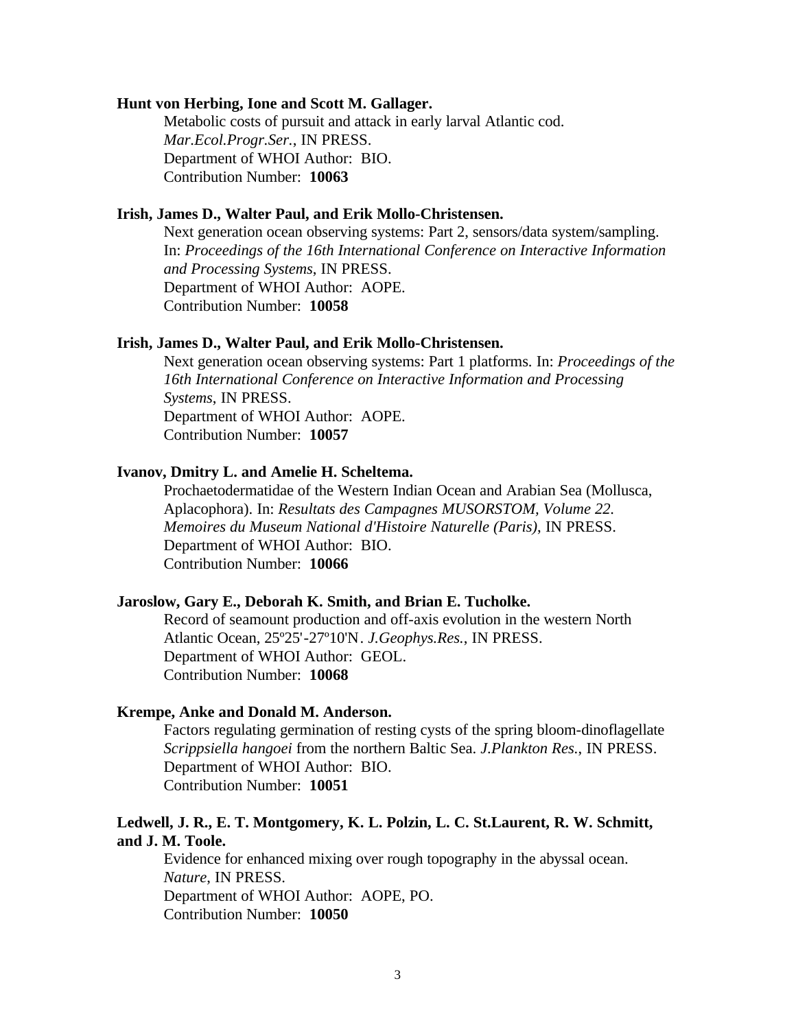**Hunt von Herbing, Ione and Scott M. Gallager.**

Metabolic costs of pursuit and attack in early larval Atlantic cod. *Mar.Ecol.Progr.Ser.*, IN PRESS.
Department of WHOI Author: BIO.
Contribution Number: **10063**

**Irish, James D., Walter Paul, and Erik Mollo-Christensen.**

Next generation ocean observing systems: Part 2, sensors/data system/sampling. In: *Proceedings of the 16th International Conference on Interactive Information and Processing Systems*, IN PRESS.
Department of WHOI Author: AOPE.
Contribution Number: **10058**

**Irish, James D., Walter Paul, and Erik Mollo-Christensen.**

Next generation ocean observing systems: Part 1 platforms. In: *Proceedings of the 16th International Conference on Interactive Information and Processing Systems*, IN PRESS.
Department of WHOI Author: AOPE.
Contribution Number: **10057**

**Ivanov, Dmitry L. and Amelie H. Scheltema.**

Prochaetodermatidae of the Western Indian Ocean and Arabian Sea (Mollusca, Aplacophora). In: *Resultats des Campagnes MUSORSTOM, Volume 22. Memoires du Museum National d'Histoire Naturelle (Paris)*, IN PRESS.
Department of WHOI Author: BIO.
Contribution Number: **10066**

**Jaroslow, Gary E., Deborah K. Smith, and Brian E. Tucholke.**

Record of seamount production and off-axis evolution in the western North Atlantic Ocean, 25º25'-27º10'N. *J.Geophys.Res.*, IN PRESS.
Department of WHOI Author: GEOL.
Contribution Number: **10068**

**Krempe, Anke and Donald M. Anderson.**

Factors regulating germination of resting cysts of the spring bloom-dinoflagellate *Scrippsiella hangoei* from the northern Baltic Sea. *J.Plankton Res.*, IN PRESS.
Department of WHOI Author: BIO.
Contribution Number: **10051**

**Ledwell, J. R., E. T. Montgomery, K. L. Polzin, L. C. St.Laurent, R. W. Schmitt, and J. M. Toole.**

Evidence for enhanced mixing over rough topography in the abyssal ocean. *Nature*, IN PRESS.
Department of WHOI Author: AOPE, PO.
Contribution Number: **10050**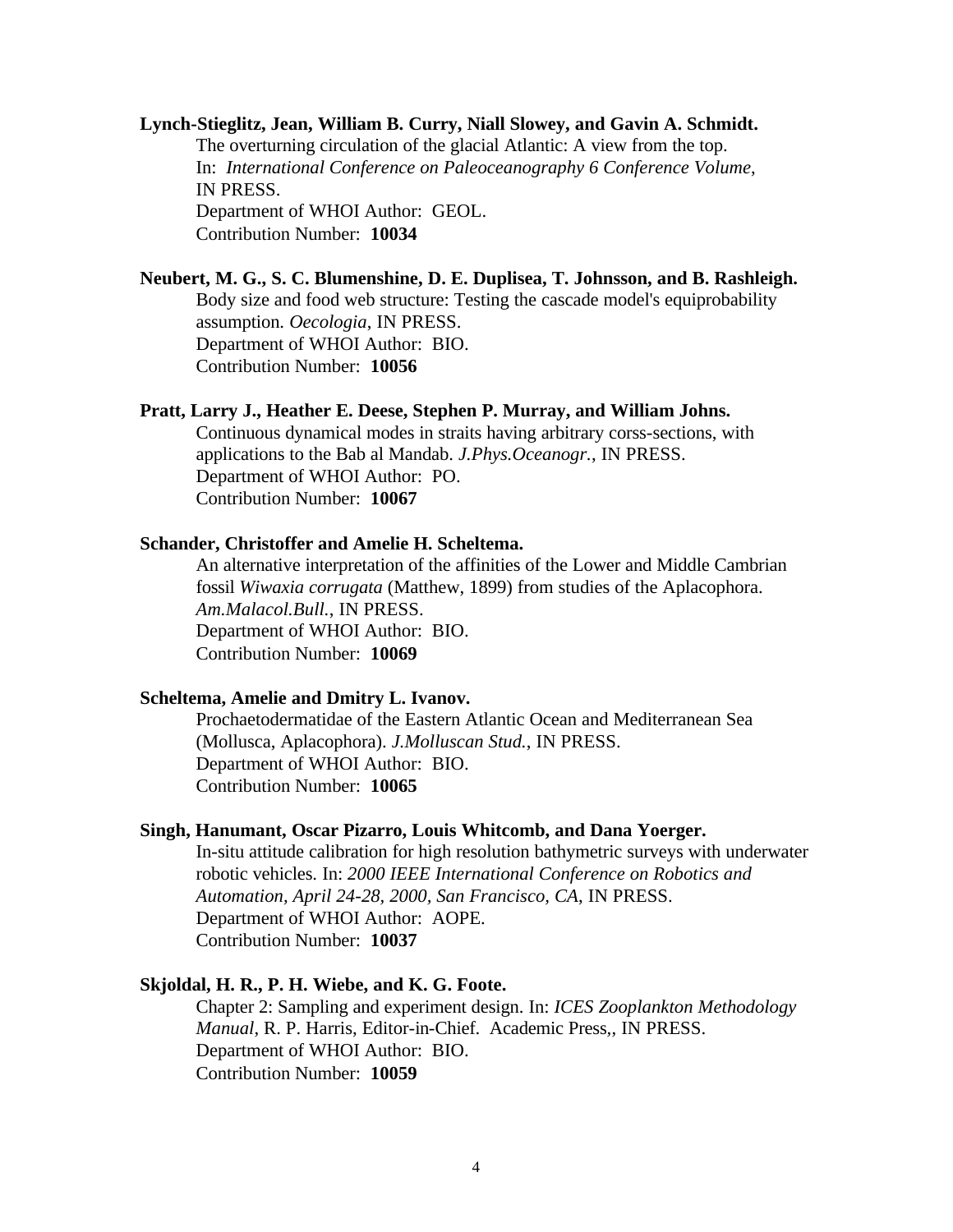**Lynch-Stieglitz, Jean, William B. Curry, Niall Slowey, and Gavin A. Schmidt.**
The overturning circulation of the glacial Atlantic: A view from the top. In: *International Conference on Paleoceanography 6 Conference Volume*, IN PRESS.
Department of WHOI Author: GEOL.
Contribution Number: **10034**

**Neubert, M. G., S. C. Blumenshine, D. E. Duplisea, T. Johnsson, and B. Rashleigh.**
Body size and food web structure: Testing the cascade model's equiprobability assumption. *Oecologia*, IN PRESS.
Department of WHOI Author: BIO.
Contribution Number: **10056**

**Pratt, Larry J., Heather E. Deese, Stephen P. Murray, and William Johns.**
Continuous dynamical modes in straits having arbitrary corss-sections, with applications to the Bab al Mandab. *J.Phys.Oceanogr.*, IN PRESS.
Department of WHOI Author: PO.
Contribution Number: **10067**

**Schander, Christoffer and Amelie H. Scheltema.**
An alternative interpretation of the affinities of the Lower and Middle Cambrian fossil *Wiwaxia corrugata* (Matthew, 1899) from studies of the Aplacophora. *Am.Malacol.Bull.*, IN PRESS.
Department of WHOI Author: BIO.
Contribution Number: **10069**

**Scheltema, Amelie and Dmitry L. Ivanov.**
Prochaetodermatidae of the Eastern Atlantic Ocean and Mediterranean Sea (Mollusca, Aplacophora). *J.Molluscan Stud.*, IN PRESS.
Department of WHOI Author: BIO.
Contribution Number: **10065**

**Singh, Hanumant, Oscar Pizarro, Louis Whitcomb, and Dana Yoerger.**
In-situ attitude calibration for high resolution bathymetric surveys with underwater robotic vehicles. In: *2000 IEEE International Conference on Robotics and Automation, April 24-28, 2000, San Francisco, CA*, IN PRESS.
Department of WHOI Author: AOPE.
Contribution Number: **10037**

**Skjoldal, H. R., P. H. Wiebe, and K. G. Foote.**
Chapter 2: Sampling and experiment design. In: *ICES Zooplankton Methodology Manual*, R. P. Harris, Editor-in-Chief. Academic Press,, IN PRESS.
Department of WHOI Author: BIO.
Contribution Number: **10059**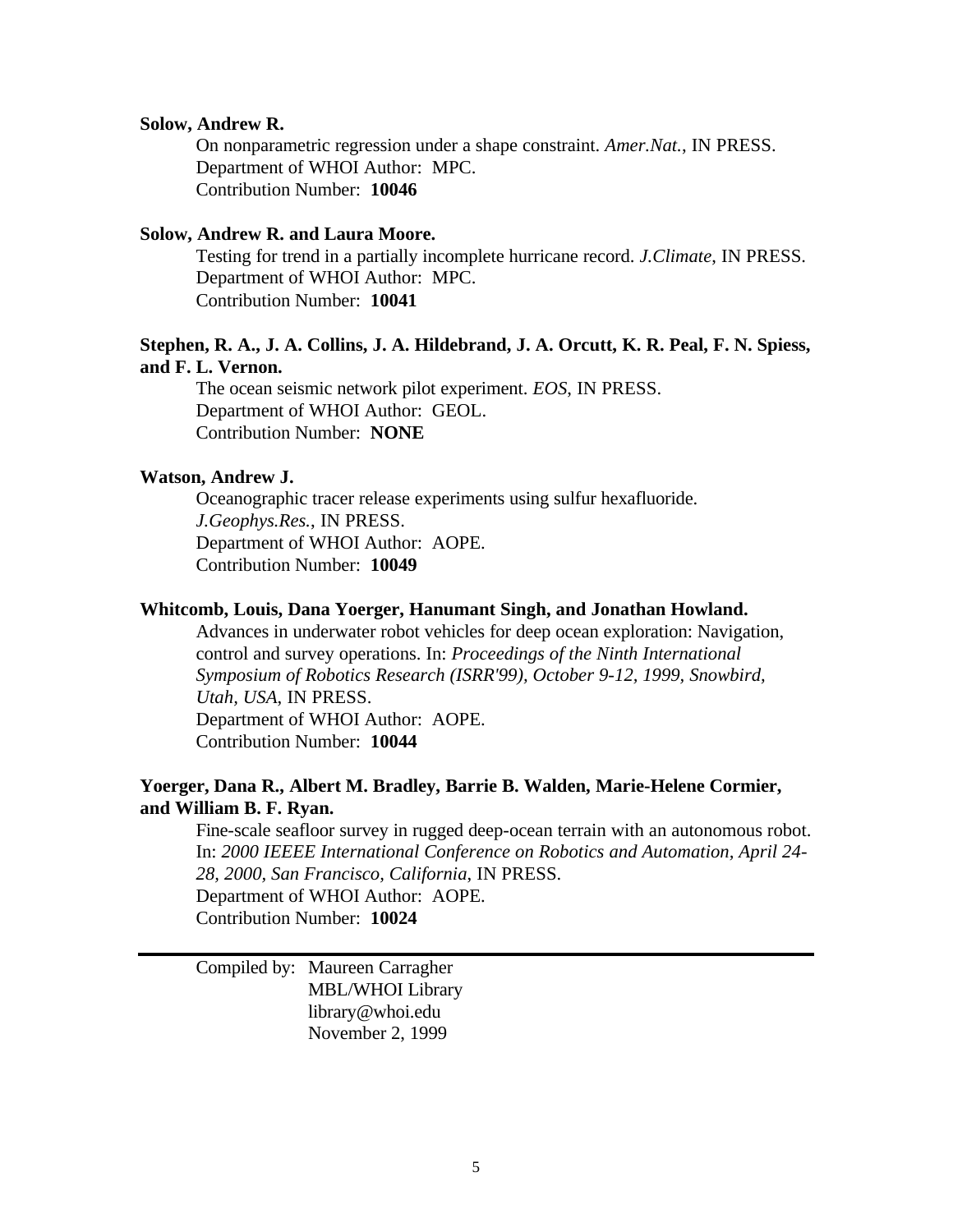**Solow, Andrew R.**

On nonparametric regression under a shape constraint. *Amer.Nat.*, IN PRESS.
Department of WHOI Author: MPC.
Contribution Number: **10046**

**Solow, Andrew R. and Laura Moore.**

Testing for trend in a partially incomplete hurricane record. *J.Climate*, IN PRESS.
Department of WHOI Author: MPC.
Contribution Number: **10041**

**Stephen, R. A., J. A. Collins, J. A. Hildebrand, J. A. Orcutt, K. R. Peal, F. N. Spiess, and F. L. Vernon.**

The ocean seismic network pilot experiment. *EOS*, IN PRESS.
Department of WHOI Author: GEOL.
Contribution Number: **NONE**

**Watson, Andrew J.**

Oceanographic tracer release experiments using sulfur hexafluoride. *J.Geophys.Res.*, IN PRESS.
Department of WHOI Author: AOPE.
Contribution Number: **10049**

**Whitcomb, Louis, Dana Yoerger, Hanumant Singh, and Jonathan Howland.**

Advances in underwater robot vehicles for deep ocean exploration: Navigation, control and survey operations. In: *Proceedings of the Ninth International Symposium of Robotics Research (ISRR'99), October 9-12, 1999, Snowbird, Utah, USA*, IN PRESS.
Department of WHOI Author: AOPE.
Contribution Number: **10044**

**Yoerger, Dana R., Albert M. Bradley, Barrie B. Walden, Marie-Helene Cormier, and William B. F. Ryan.**

Fine-scale seafloor survey in rugged deep-ocean terrain with an autonomous robot. In: *2000 IEEEE International Conference on Robotics and Automation, April 24-28, 2000, San Francisco, California*, IN PRESS.
Department of WHOI Author: AOPE.
Contribution Number: **10024**

---

Compiled by: Maureen Carragher
MBL/WHOI Library
library@whoi.edu
November 2, 1999